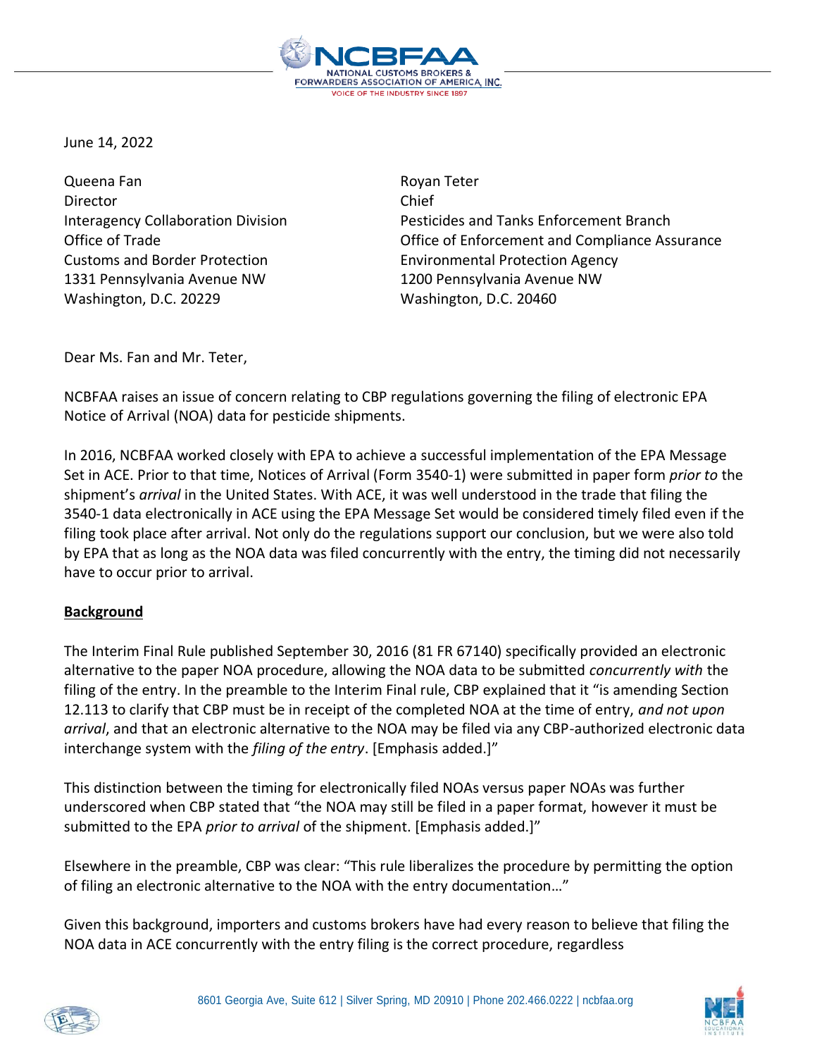NCBFAA
NATIONAL CUSTOMS BROKERS & FORWARDERS ASSOCIATION OF AMERICA, INC.
VOICE OF THE INDUSTRY SINCE 1897

June 14, 2022

Queena Fan
Director
Interagency Collaboration Division
Office of Trade
Customs and Border Protection
1331 Pennsylvania Avenue NW
Washington, D.C. 20229

Royan Teter
Chief
Pesticides and Tanks Enforcement Branch
Office of Enforcement and Compliance Assurance
Environmental Protection Agency
1200 Pennsylvania Avenue NW
Washington, D.C. 20460

Dear Ms. Fan and Mr. Teter,

NCBFAA raises an issue of concern relating to CBP regulations governing the filing of electronic EPA Notice of Arrival (NOA) data for pesticide shipments.

In 2016, NCBFAA worked closely with EPA to achieve a successful implementation of the EPA Message Set in ACE. Prior to that time, Notices of Arrival (Form 3540-1) were submitted in paper form *prior to* the shipment's *arrival* in the United States. With ACE, it was well understood in the trade that filing the 3540-1 data electronically in ACE using the EPA Message Set would be considered timely filed even if the filing took place after arrival. Not only do the regulations support our conclusion, but we were also told by EPA that as long as the NOA data was filed concurrently with the entry, the timing did not necessarily have to occur prior to arrival.

**Background**

The Interim Final Rule published September 30, 2016 (81 FR 67140) specifically provided an electronic alternative to the paper NOA procedure, allowing the NOA data to be submitted *concurrently with* the filing of the entry. In the preamble to the Interim Final rule, CBP explained that it "is amending Section 12.113 to clarify that CBP must be in receipt of the completed NOA at the time of entry, *and not upon arrival*, and that an electronic alternative to the NOA may be filed via any CBP-authorized electronic data interchange system with the *filing of the entry*. [Emphasis added.]"

This distinction between the timing for electronically filed NOAs versus paper NOAs was further underscored when CBP stated that "the NOA may still be filed in a paper format, however it must be submitted to the EPA *prior to arrival* of the shipment. [Emphasis added.]"

Elsewhere in the preamble, CBP was clear: "This rule liberalizes the procedure by permitting the option of filing an electronic alternative to the NOA with the entry documentation…"

Given this background, importers and customs brokers have had every reason to believe that filing the NOA data in ACE concurrently with the entry filing is the correct procedure, regardless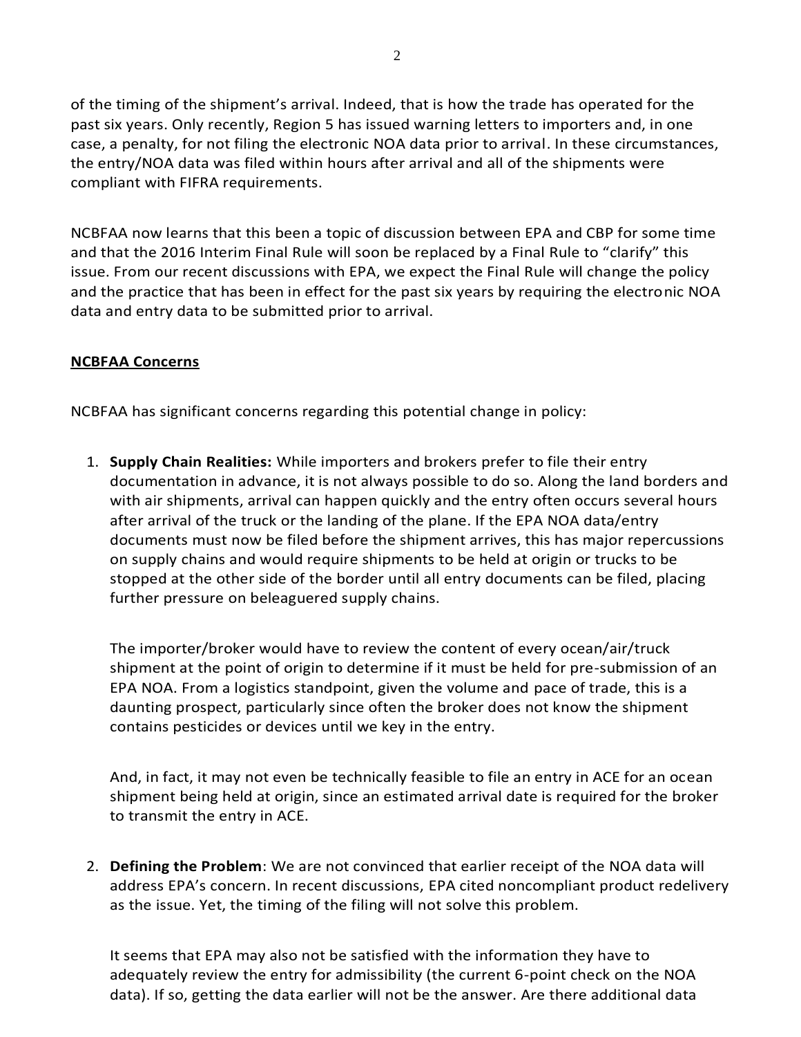of the timing of the shipment's arrival. Indeed, that is how the trade has operated for the past six years. Only recently, Region 5 has issued warning letters to importers and, in one case, a penalty, for not filing the electronic NOA data prior to arrival. In these circumstances, the entry/NOA data was filed within hours after arrival and all of the shipments were compliant with FIFRA requirements.

NCBFAA now learns that this been a topic of discussion between EPA and CBP for some time and that the 2016 Interim Final Rule will soon be replaced by a Final Rule to "clarify" this issue. From our recent discussions with EPA, we expect the Final Rule will change the policy and the practice that has been in effect for the past six years by requiring the electronic NOA data and entry data to be submitted prior to arrival.

**NCBFAA Concerns**

NCBFAA has significant concerns regarding this potential change in policy:

1. **Supply Chain Realities:** While importers and brokers prefer to file their entry documentation in advance, it is not always possible to do so. Along the land borders and with air shipments, arrival can happen quickly and the entry often occurs several hours after arrival of the truck or the landing of the plane. If the EPA NOA data/entry documents must now be filed before the shipment arrives, this has major repercussions on supply chains and would require shipments to be held at origin or trucks to be stopped at the other side of the border until all entry documents can be filed, placing further pressure on beleaguered supply chains.

   The importer/broker would have to review the content of every ocean/air/truck shipment at the point of origin to determine if it must be held for pre-submission of an EPA NOA. From a logistics standpoint, given the volume and pace of trade, this is a daunting prospect, particularly since often the broker does not know the shipment contains pesticides or devices until we key in the entry.

   And, in fact, it may not even be technically feasible to file an entry in ACE for an ocean shipment being held at origin, since an estimated arrival date is required for the broker to transmit the entry in ACE.

2. **Defining the Problem**: We are not convinced that earlier receipt of the NOA data will address EPA's concern. In recent discussions, EPA cited noncompliant product redelivery as the issue. Yet, the timing of the filing will not solve this problem.

   It seems that EPA may also not be satisfied with the information they have to adequately review the entry for admissibility (the current 6-point check on the NOA data). If so, getting the data earlier will not be the answer. Are there additional data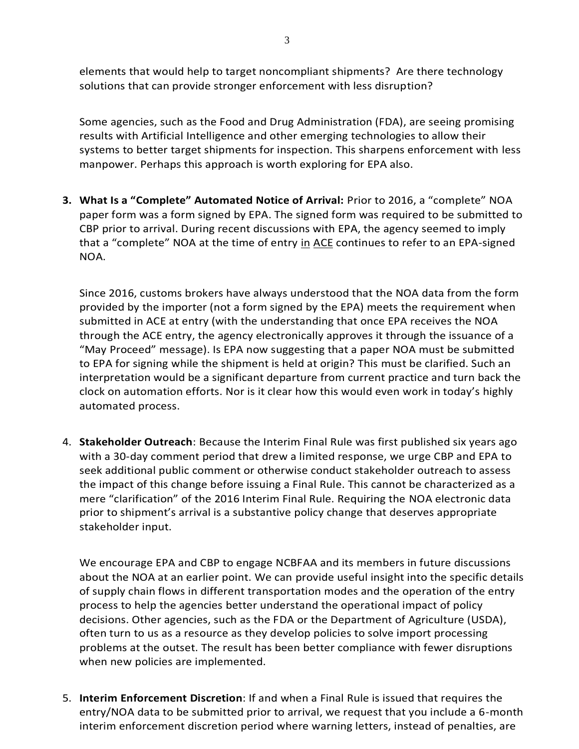elements that would help to target noncompliant shipments? Are there technology solutions that can provide stronger enforcement with less disruption?

Some agencies, such as the Food and Drug Administration (FDA), are seeing promising results with Artificial Intelligence and other emerging technologies to allow their systems to better target shipments for inspection. This sharpens enforcement with less manpower. Perhaps this approach is worth exploring for EPA also.

3. **What Is a "Complete" Automated Notice of Arrival:** Prior to 2016, a "complete" NOA paper form was a form signed by EPA. The signed form was required to be submitted to CBP prior to arrival. During recent discussions with EPA, the agency seemed to imply that a "complete" NOA at the time of entry in ACE continues to refer to an EPA-signed NOA.

   Since 2016, customs brokers have always understood that the NOA data from the form provided by the importer (not a form signed by the EPA) meets the requirement when submitted in ACE at entry (with the understanding that once EPA receives the NOA through the ACE entry, the agency electronically approves it through the issuance of a "May Proceed" message). Is EPA now suggesting that a paper NOA must be submitted to EPA for signing while the shipment is held at origin? This must be clarified. Such an interpretation would be a significant departure from current practice and turn back the clock on automation efforts. Nor is it clear how this would even work in today's highly automated process.

4. **Stakeholder Outreach**: Because the Interim Final Rule was first published six years ago with a 30-day comment period that drew a limited response, we urge CBP and EPA to seek additional public comment or otherwise conduct stakeholder outreach to assess the impact of this change before issuing a Final Rule. This cannot be characterized as a mere "clarification" of the 2016 Interim Final Rule. Requiring the NOA electronic data prior to shipment's arrival is a substantive policy change that deserves appropriate stakeholder input.

   We encourage EPA and CBP to engage NCBFAA and its members in future discussions about the NOA at an earlier point. We can provide useful insight into the specific details of supply chain flows in different transportation modes and the operation of the entry process to help the agencies better understand the operational impact of policy decisions. Other agencies, such as the FDA or the Department of Agriculture (USDA), often turn to us as a resource as they develop policies to solve import processing problems at the outset. The result has been better compliance with fewer disruptions when new policies are implemented.

5. **Interim Enforcement Discretion**: If and when a Final Rule is issued that requires the entry/NOA data to be submitted prior to arrival, we request that you include a 6-month interim enforcement discretion period where warning letters, instead of penalties, are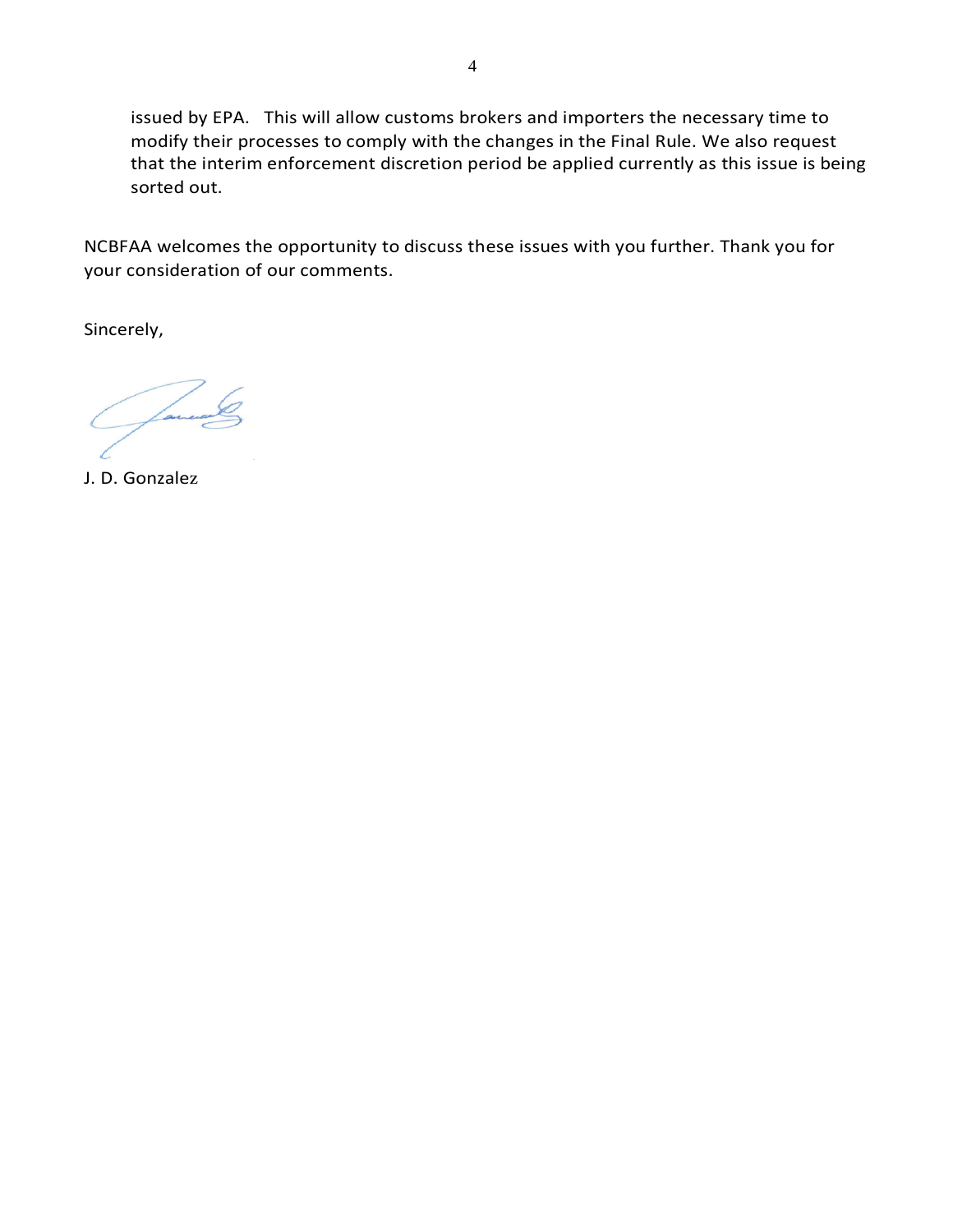issued by EPA. This will allow customs brokers and importers the necessary time to modify their processes to comply with the changes in the Final Rule. We also request that the interim enforcement discretion period be applied currently as this issue is being sorted out.

NCBFAA welcomes the opportunity to discuss these issues with you further. Thank you for your consideration of our comments.

Sincerely,

J. D. Gonzalez